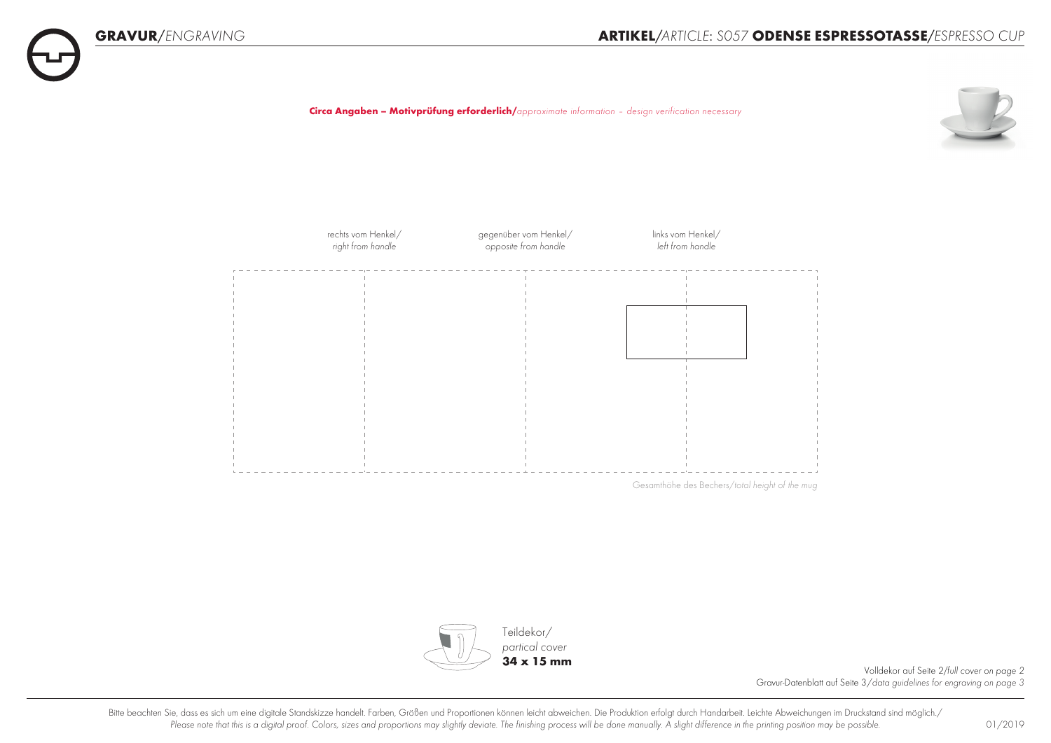# **GRAVUR**/*ENGRAVING*

## **ARTIKEL**/*ARTICLE*: S057 **ODENSE ESPRESSOTASSE**/*ESPRESSO CUP*

**Circa Angaben – Motivprüfung erforderlich/***approximate information – design verification necessary*

rechts vom Henkel/
*right from handle*

gegenüber vom Henkel/
*opposite from handle*

links vom Henkel/
*left from handle*

Gesamthöhe des Bechers/*total height of the mug*

Teildekor/
*partical cover*
**34 x 15 mm**

Volldekor auf Seite 2/*full cover on page 2*
Gravur-Datenblatt auf Seite 3/*data guidelines for engraving on page 3*

Bitte beachten Sie, dass es sich um eine digitale Standskizze handelt. Farben, Größen und Proportionen können leicht abweichen. Die Produktion erfolgt durch Handarbeit. Leichte Abweichungen im Druckstand sind möglich./
*Please note that this is a digital proof. Colors, sizes and proportions may slightly deviate. The finishing process will be done manually. A slight difference in the printing position may be possible.*

01/2019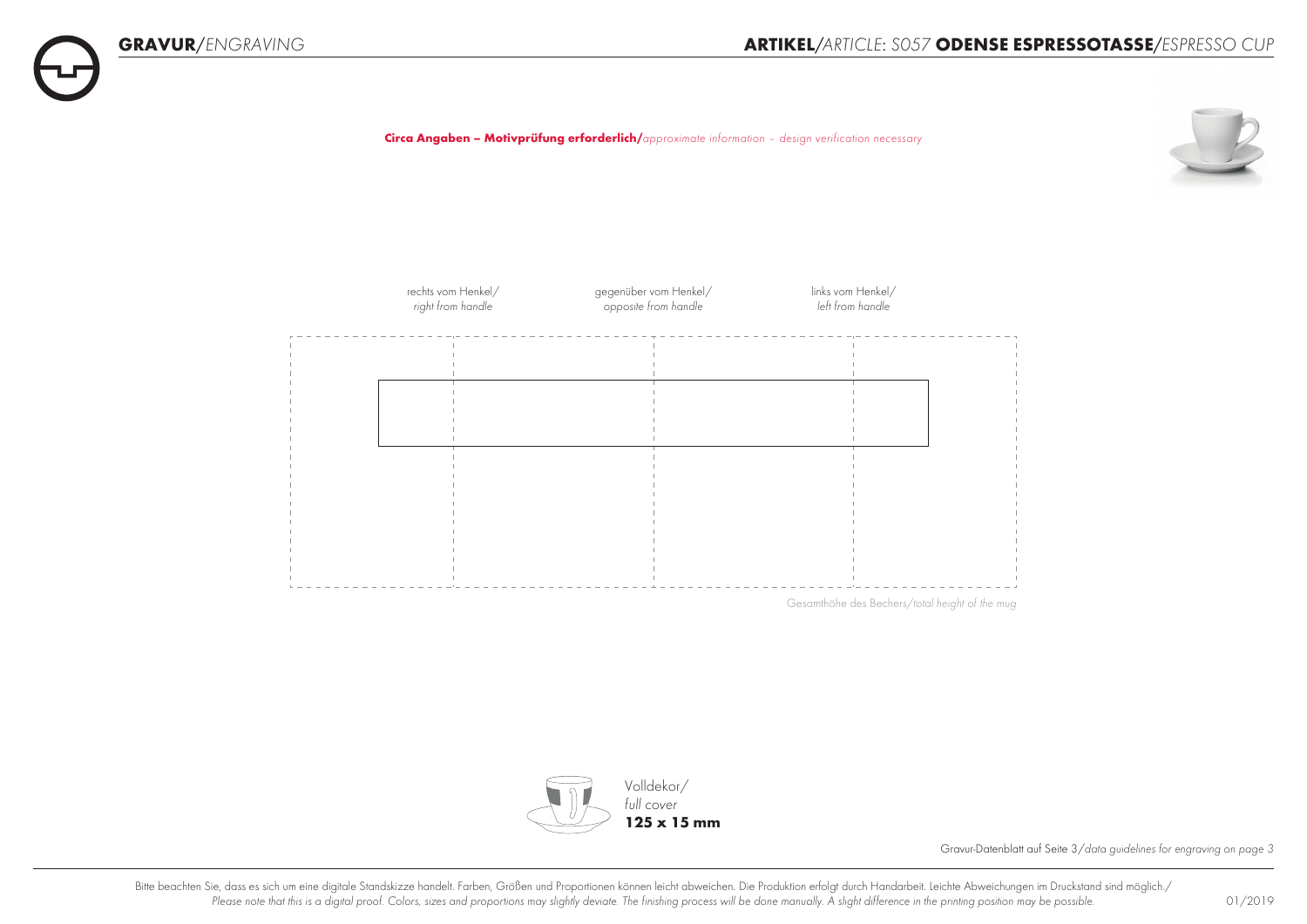# **GRAVUR**/*ENGRAVING*

## **ARTIKEL**/*ARTICLE: S057* **ODENSE ESPRESSOTASSE**/*ESPRESSO CUP*

**Circa Angaben – Motivprüfung erforderlich/***approximate information – design verification necessary*

rechts vom Henkel/
*right from handle*

gegenüber vom Henkel/
*opposite from handle*

links vom Henkel/
*left from handle*

Gesamthöhe des Bechers/*total height of the mug*

Volldekor/
*full cover*
**125 x 15 mm**

Gravur-Datenblatt auf Seite 3/*data guidelines for engraving on page 3*

Bitte beachten Sie, dass es sich um eine digitale Standskizze handelt. Farben, Größen und Proportionen können leicht abweichen. Die Produktion erfolgt durch Handarbeit. Leichte Abweichungen im Druckstand sind möglich./
*Please note that this is a digital proof. Colors, sizes and proportions may slightly deviate. The finishing process will be done manually. A slight difference in the printing position may be possible.*

01/2019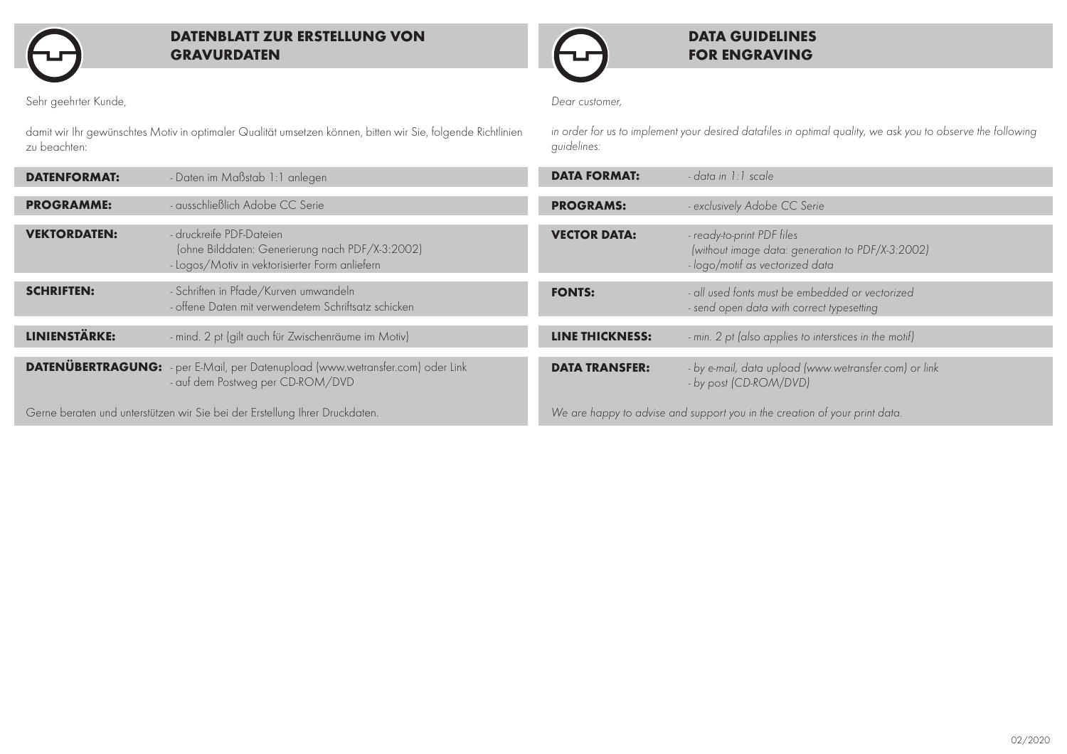## DATENBLATT ZUR ERSTELLUNG VON GRAVURDATEN

Sehr geehrter Kunde,

damit wir Ihr gewünschtes Motiv in optimaler Qualität umsetzen können, bitten wir Sie, folgende Richtlinien zu beachten:

| | |
|---|---|
| **DATENFORMAT:** | - Daten im Maßstab 1:1 anlegen |
| **PROGRAMME:** | - ausschließlich Adobe CC Serie |
| **VEKTORDATEN:** | - druckreife PDF-Dateien (ohne Bilddaten: Generierung nach PDF/X-3:2002)<br>- Logos/Motiv in vektorisierter Form anliefern |
| **SCHRIFTEN:** | - Schriften in Pfade/Kurven umwandeln<br>- offene Daten mit verwendetem Schriftsatz schicken |
| **LINIENSTÄRKE:** | - mind. 2 pt (gilt auch für Zwischenräume im Motiv) |
| **DATENÜBERTRAGUNG:** | - per E-Mail, per Datenupload (www.wetransfer.com) oder Link<br>- auf dem Postweg per CD-ROM/DVD |

Gerne beraten und unterstützen wir Sie bei der Erstellung Ihrer Druckdaten.

## DATA GUIDELINES FOR ENGRAVING

*Dear customer,*

*in order for us to implement your desired datafiles in optimal quality, we ask you to observe the following guidelines:*

| | |
|---|---|
| **DATA FORMAT:** | *- data in 1:1 scale* |
| **PROGRAMS:** | *- exclusively Adobe CC Serie* |
| **VECTOR DATA:** | *- ready-to-print PDF files (without image data: generation to PDF/X-3:2002)*<br>*- logo/motif as vectorized data* |
| **FONTS:** | *- all used fonts must be embedded or vectorized*<br>*- send open data with correct typesetting* |
| **LINE THICKNESS:** | *- min. 2 pt (also applies to interstices in the motif)* |
| **DATA TRANSFER:** | *- by e-mail, data upload (www.wetransfer.com) or link*<br>*- by post (CD-ROM/DVD)* |

*We are happy to advise and support you in the creation of your print data.*

02/2020